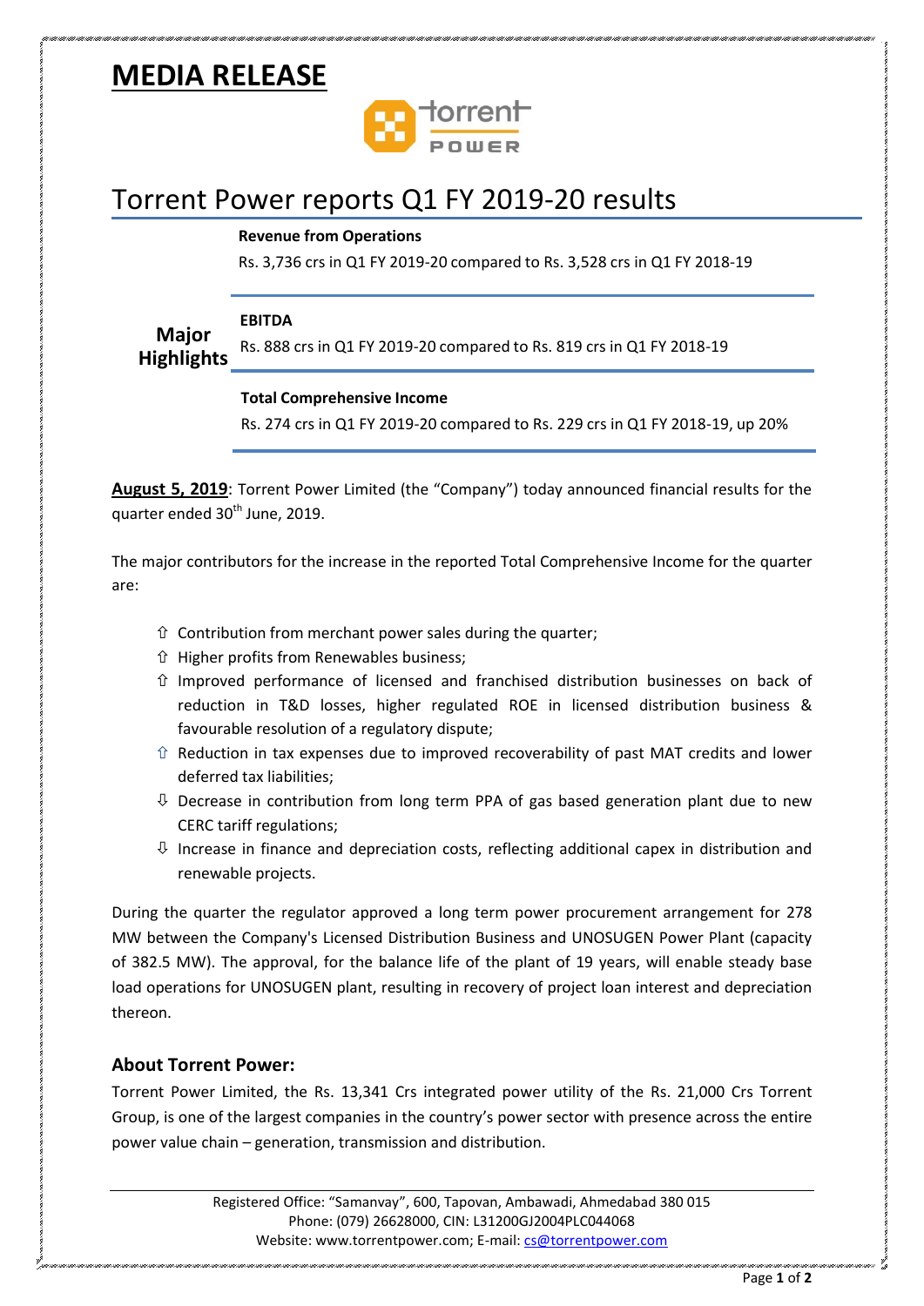# MEDIA RELEASE

## Torrent Power reports Q1 FY 2019-20 results

**Major Highlights**

**Revenue from Operations**

Rs. 3,736 crs in Q1 FY 2019-20 compared to Rs. 3,528 crs in Q1 FY 2018-19

**EBITDA**

Rs. 888 crs in Q1 FY 2019-20 compared to Rs. 819 crs in Q1 FY 2018-19

**Total Comprehensive Income**

Rs. 274 crs in Q1 FY 2019-20 compared to Rs. 229 crs in Q1 FY 2018-19, up 20%

**August 5, 2019**: Torrent Power Limited (the "Company") today announced financial results for the quarter ended 30th June, 2019.

The major contributors for the increase in the reported Total Comprehensive Income for the quarter are:

- ⇧ Contribution from merchant power sales during the quarter;
- ⇧ Higher profits from Renewables business;
- ⇧ Improved performance of licensed and franchised distribution businesses on back of reduction in T&D losses, higher regulated ROE in licensed distribution business & favourable resolution of a regulatory dispute;
- ⇧ Reduction in tax expenses due to improved recoverability of past MAT credits and lower deferred tax liabilities;
- ⇩ Decrease in contribution from long term PPA of gas based generation plant due to new CERC tariff regulations;
- ⇩ Increase in finance and depreciation costs, reflecting additional capex in distribution and renewable projects.

During the quarter the regulator approved a long term power procurement arrangement for 278 MW between the Company's Licensed Distribution Business and UNOSUGEN Power Plant (capacity of 382.5 MW). The approval, for the balance life of the plant of 19 years, will enable steady base load operations for UNOSUGEN plant, resulting in recovery of project loan interest and depreciation thereon.

### About Torrent Power:

Torrent Power Limited, the Rs. 13,341 Crs integrated power utility of the Rs. 21,000 Crs Torrent Group, is one of the largest companies in the country's power sector with presence across the entire power value chain – generation, transmission and distribution.

Registered Office: "Samanvay", 600, Tapovan, Ambawadi, Ahmedabad 380 015
Phone: (079) 26628000, CIN: L31200GJ2004PLC044068
Website: www.torrentpower.com; E-mail: cs@torrentpower.com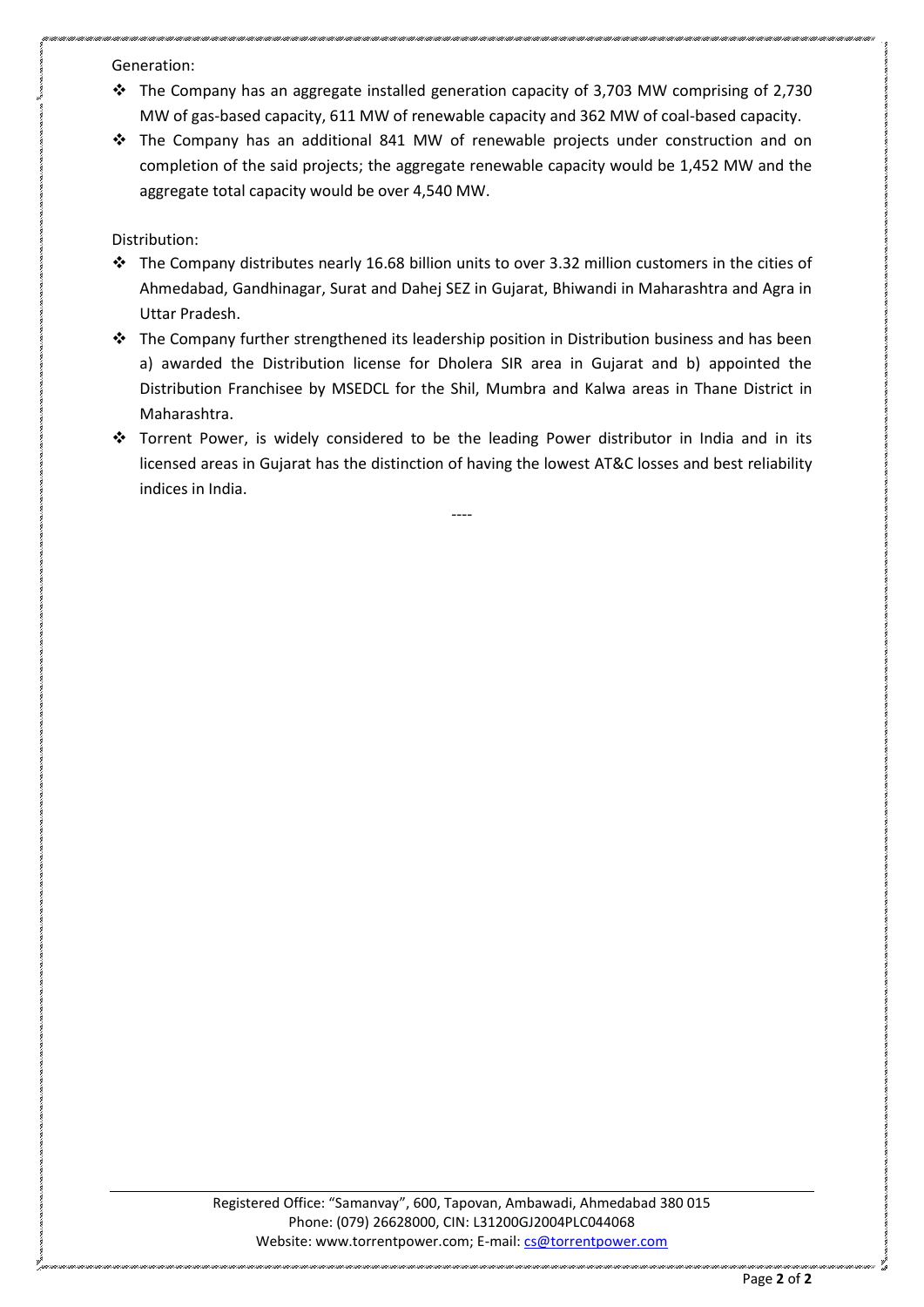Generation:

- The Company has an aggregate installed generation capacity of 3,703 MW comprising of 2,730 MW of gas-based capacity, 611 MW of renewable capacity and 362 MW of coal-based capacity.
- The Company has an additional 841 MW of renewable projects under construction and on completion of the said projects; the aggregate renewable capacity would be 1,452 MW and the aggregate total capacity would be over 4,540 MW.

Distribution:

- The Company distributes nearly 16.68 billion units to over 3.32 million customers in the cities of Ahmedabad, Gandhinagar, Surat and Dahej SEZ in Gujarat, Bhiwandi in Maharashtra and Agra in Uttar Pradesh.
- The Company further strengthened its leadership position in Distribution business and has been a) awarded the Distribution license for Dholera SIR area in Gujarat and b) appointed the Distribution Franchisee by MSEDCL for the Shil, Mumbra and Kalwa areas in Thane District in Maharashtra.
- Torrent Power, is widely considered to be the leading Power distributor in India and in its licensed areas in Gujarat has the distinction of having the lowest AT&C losses and best reliability indices in India.

----

Registered Office: "Samanvay", 600, Tapovan, Ambawadi, Ahmedabad 380 015
Phone: (079) 26628000, CIN: L31200GJ2004PLC044068
Website: www.torrentpower.com; E-mail: cs@torrentpower.com